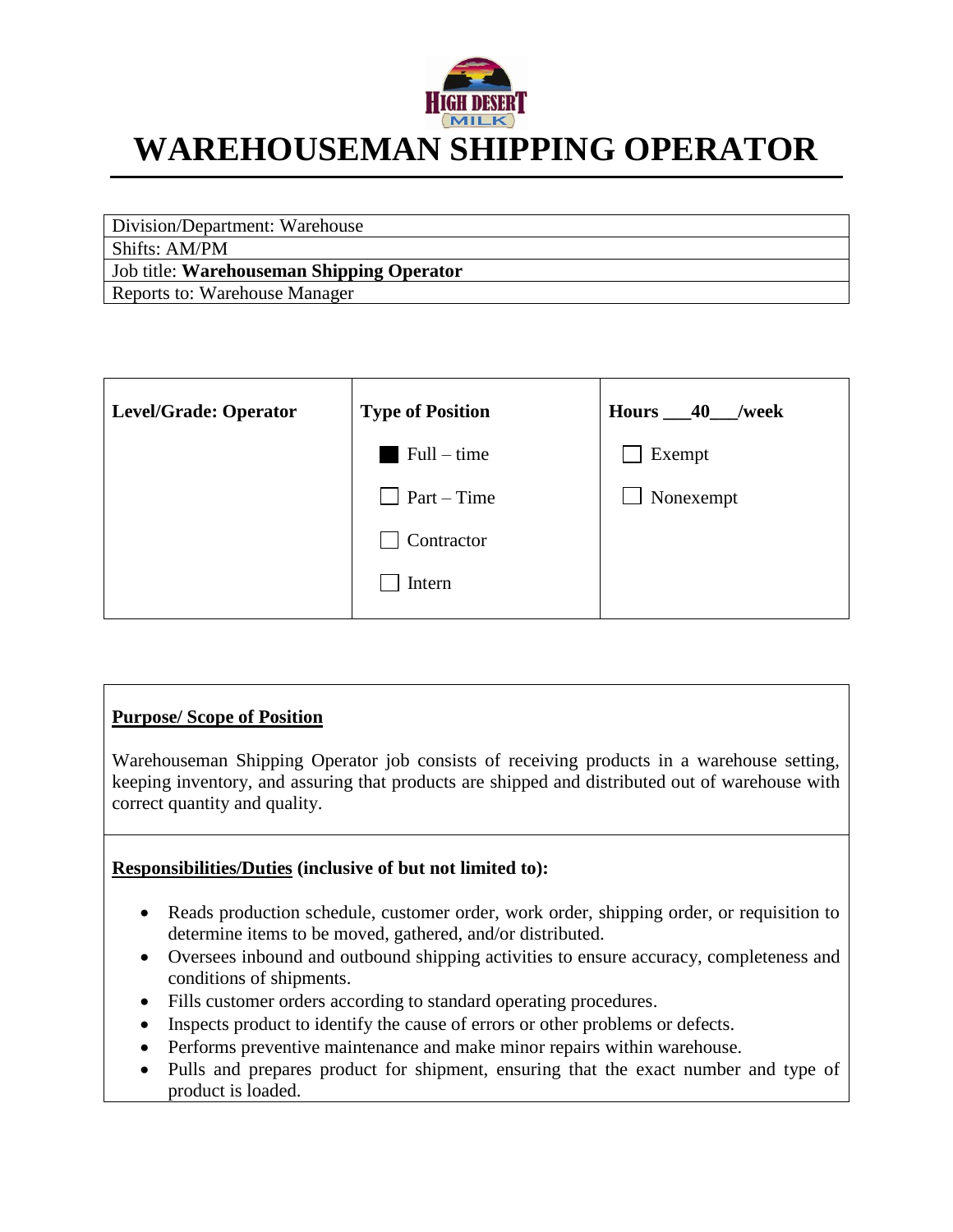# WAREHOUSEMAN SHIPPING OPERATOR

| Division/Department: Warehouse |
| --- |
| Shifts: AM/PM |
| Job title: **Warehouseman Shipping Operator** |
| Reports to: Warehouse Manager |

| **Level/Grade: Operator** | **Type of Position** | **Hours \_\_\_40\_\_\_/week** |
| --- | --- | --- |
| | ■ Full – time | ☐ Exempt |
| | ☐ Part – Time | ☐ Nonexempt |
| | ☐ Contractor | |
| | ☐ Intern | |

**Purpose/ Scope of Position**

Warehouseman Shipping Operator job consists of receiving products in a warehouse setting, keeping inventory, and assuring that products are shipped and distributed out of warehouse with correct quantity and quality.

**Responsibilities/Duties (inclusive of but not limited to):**

- Reads production schedule, customer order, work order, shipping order, or requisition to determine items to be moved, gathered, and/or distributed.
- Oversees inbound and outbound shipping activities to ensure accuracy, completeness and conditions of shipments.
- Fills customer orders according to standard operating procedures.
- Inspects product to identify the cause of errors or other problems or defects.
- Performs preventive maintenance and make minor repairs within warehouse.
- Pulls and prepares product for shipment, ensuring that the exact number and type of product is loaded.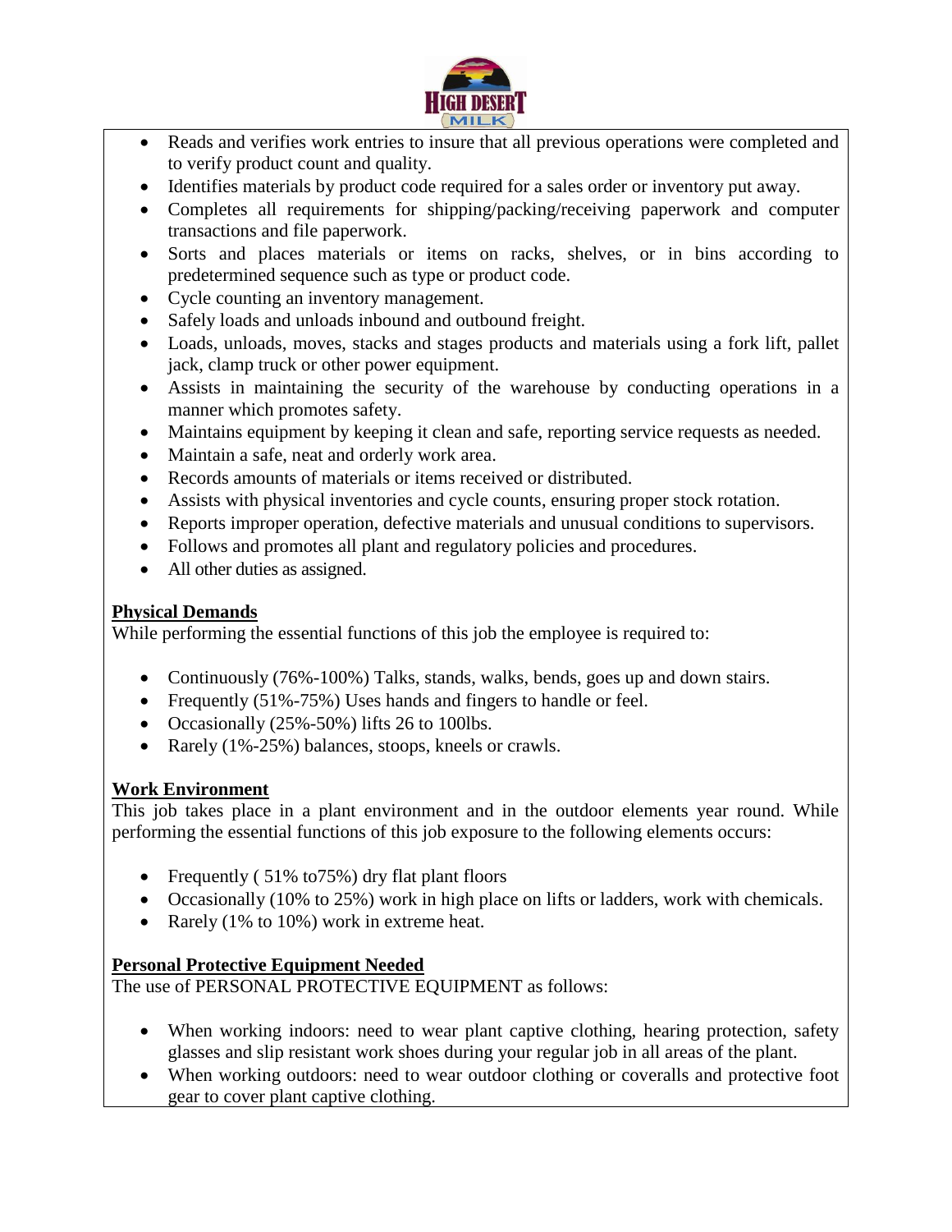- Reads and verifies work entries to insure that all previous operations were completed and to verify product count and quality.
- Identifies materials by product code required for a sales order or inventory put away.
- Completes all requirements for shipping/packing/receiving paperwork and computer transactions and file paperwork.
- Sorts and places materials or items on racks, shelves, or in bins according to predetermined sequence such as type or product code.
- Cycle counting an inventory management.
- Safely loads and unloads inbound and outbound freight.
- Loads, unloads, moves, stacks and stages products and materials using a fork lift, pallet jack, clamp truck or other power equipment.
- Assists in maintaining the security of the warehouse by conducting operations in a manner which promotes safety.
- Maintains equipment by keeping it clean and safe, reporting service requests as needed.
- Maintain a safe, neat and orderly work area.
- Records amounts of materials or items received or distributed.
- Assists with physical inventories and cycle counts, ensuring proper stock rotation.
- Reports improper operation, defective materials and unusual conditions to supervisors.
- Follows and promotes all plant and regulatory policies and procedures.
- All other duties as assigned.

**Physical Demands**

While performing the essential functions of this job the employee is required to:

- Continuously (76%-100%) Talks, stands, walks, bends, goes up and down stairs.
- Frequently (51%-75%) Uses hands and fingers to handle or feel.
- Occasionally (25%-50%) lifts 26 to 100lbs.
- Rarely (1%-25%) balances, stoops, kneels or crawls.

**Work Environment**

This job takes place in a plant environment and in the outdoor elements year round. While performing the essential functions of this job exposure to the following elements occurs:

- Frequently ( 51% to75%) dry flat plant floors
- Occasionally (10% to 25%) work in high place on lifts or ladders, work with chemicals.
- Rarely (1% to 10%) work in extreme heat.

**Personal Protective Equipment Needed**

The use of PERSONAL PROTECTIVE EQUIPMENT as follows:

- When working indoors: need to wear plant captive clothing, hearing protection, safety glasses and slip resistant work shoes during your regular job in all areas of the plant.
- When working outdoors: need to wear outdoor clothing or coveralls and protective foot gear to cover plant captive clothing.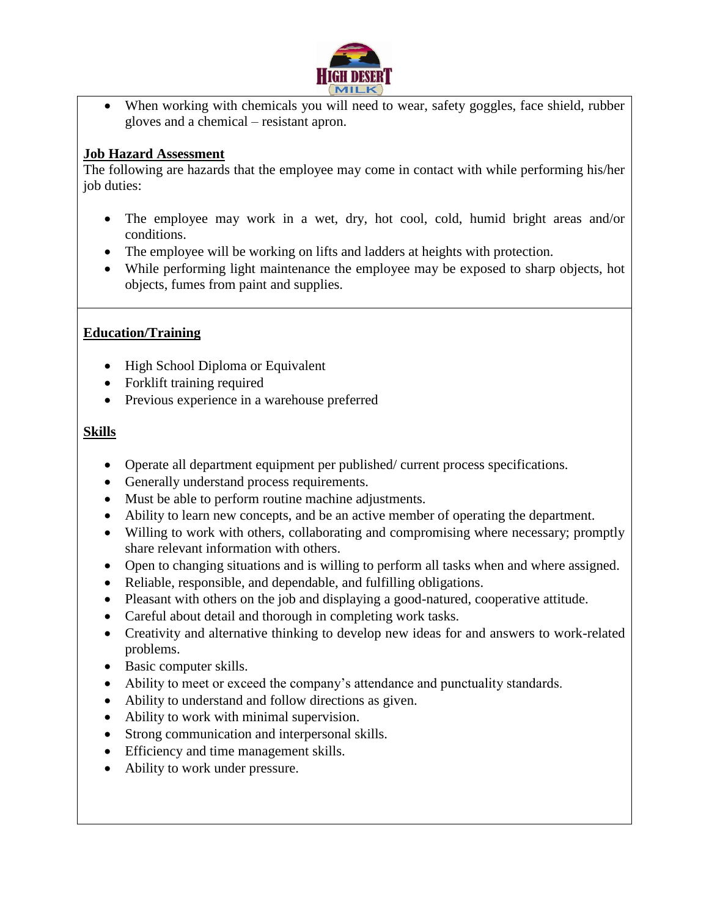- When working with chemicals you will need to wear, safety goggles, face shield, rubber gloves and a chemical – resistant apron.

## Job Hazard Assessment

The following are hazards that the employee may come in contact with while performing his/her job duties:

- The employee may work in a wet, dry, hot cool, cold, humid bright areas and/or conditions.
- The employee will be working on lifts and ladders at heights with protection.
- While performing light maintenance the employee may be exposed to sharp objects, hot objects, fumes from paint and supplies.

## Education/Training

- High School Diploma or Equivalent
- Forklift training required
- Previous experience in a warehouse preferred

## Skills

- Operate all department equipment per published/ current process specifications.
- Generally understand process requirements.
- Must be able to perform routine machine adjustments.
- Ability to learn new concepts, and be an active member of operating the department.
- Willing to work with others, collaborating and compromising where necessary; promptly share relevant information with others.
- Open to changing situations and is willing to perform all tasks when and where assigned.
- Reliable, responsible, and dependable, and fulfilling obligations.
- Pleasant with others on the job and displaying a good-natured, cooperative attitude.
- Careful about detail and thorough in completing work tasks.
- Creativity and alternative thinking to develop new ideas for and answers to work-related problems.
- Basic computer skills.
- Ability to meet or exceed the company's attendance and punctuality standards.
- Ability to understand and follow directions as given.
- Ability to work with minimal supervision.
- Strong communication and interpersonal skills.
- Efficiency and time management skills.
- Ability to work under pressure.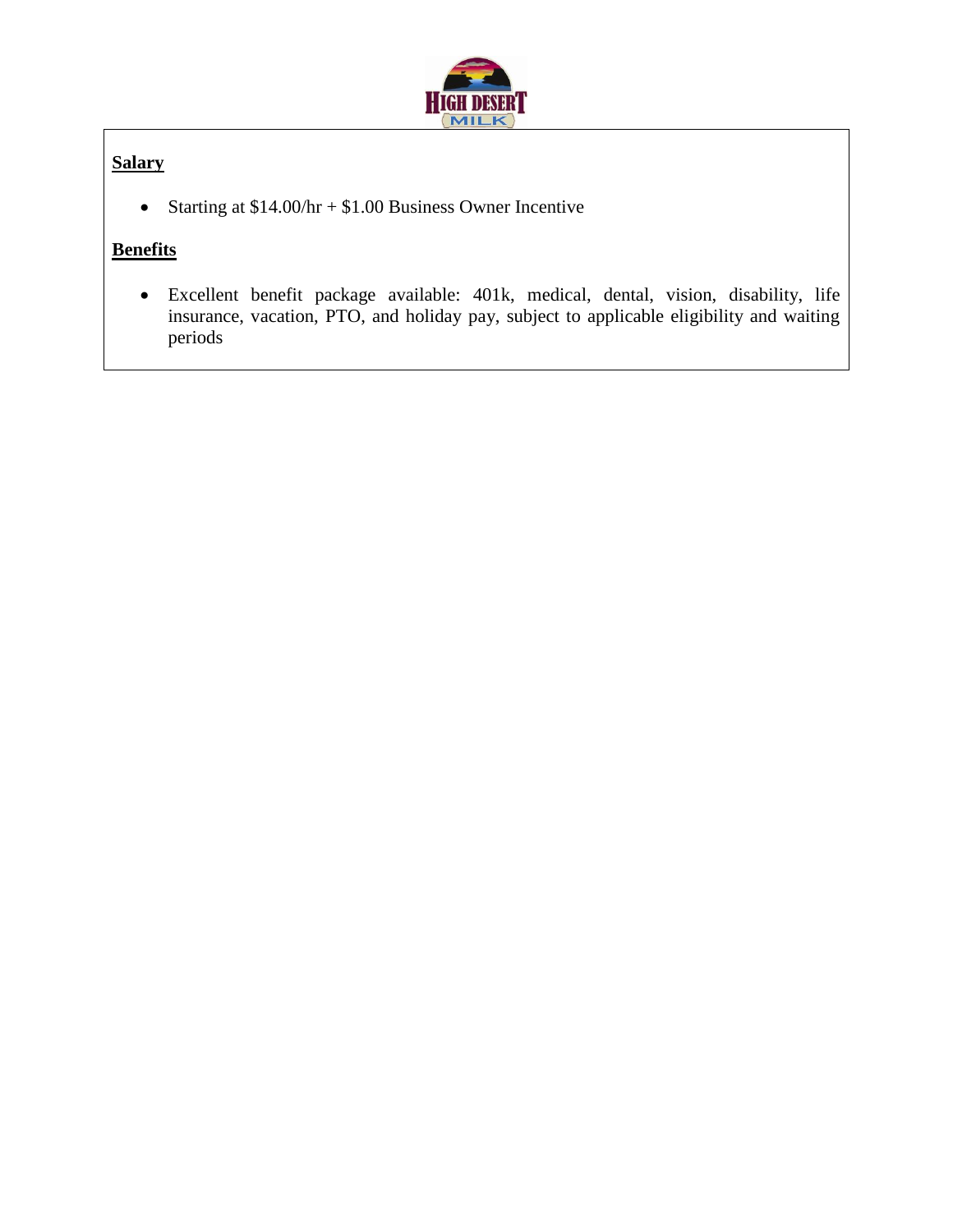**Salary**

- Starting at $14.00/hr + $1.00 Business Owner Incentive

**Benefits**

- Excellent benefit package available: 401k, medical, dental, vision, disability, life insurance, vacation, PTO, and holiday pay, subject to applicable eligibility and waiting periods